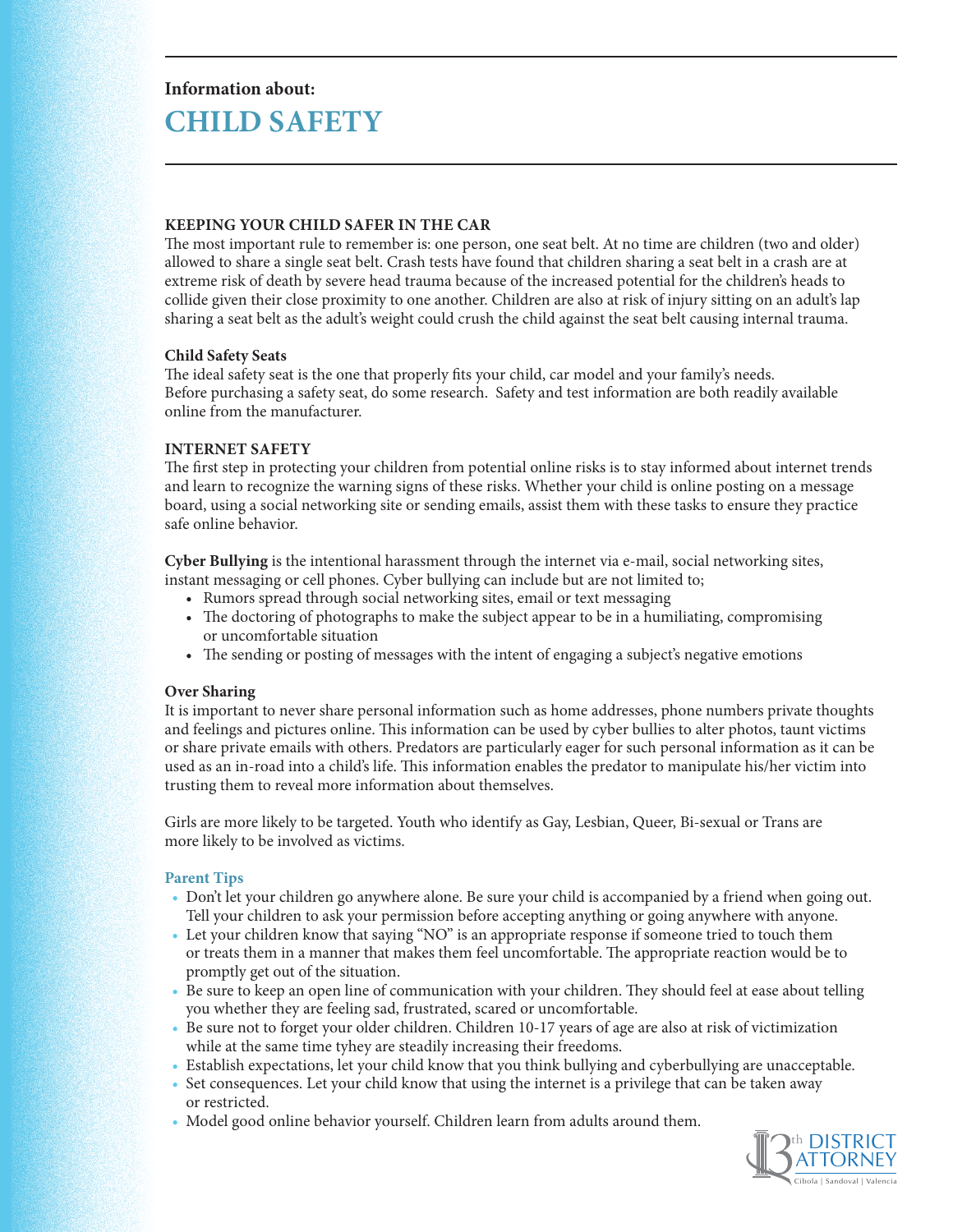Information about:

# CHILD SAFETY

## KEEPING YOUR CHILD SAFER IN THE CAR

The most important rule to remember is: one person, one seat belt. At no time are children (two and older) allowed to share a single seat belt. Crash tests have found that children sharing a seat belt in a crash are at extreme risk of death by severe head trauma because of the increased potential for the children's heads to collide given their close proximity to one another. Children are also at risk of injury sitting on an adult's lap sharing a seat belt as the adult's weight could crush the child against the seat belt causing internal trauma.

### Child Safety Seats

The ideal safety seat is the one that properly fits your child, car model and your family's needs. Before purchasing a safety seat, do some research. Safety and test information are both readily available online from the manufacturer.

## INTERNET SAFETY

The first step in protecting your children from potential online risks is to stay informed about internet trends and learn to recognize the warning signs of these risks. Whether your child is online posting on a message board, using a social networking site or sending emails, assist them with these tasks to ensure they practice safe online behavior.

**Cyber Bullying** is the intentional harassment through the internet via e-mail, social networking sites, instant messaging or cell phones. Cyber bullying can include but are not limited to;

- Rumors spread through social networking sites, email or text messaging
- The doctoring of photographs to make the subject appear to be in a humiliating, compromising or uncomfortable situation
- The sending or posting of messages with the intent of engaging a subject's negative emotions

### Over Sharing

It is important to never share personal information such as home addresses, phone numbers private thoughts and feelings and pictures online. This information can be used by cyber bullies to alter photos, taunt victims or share private emails with others. Predators are particularly eager for such personal information as it can be used as an in-road into a child's life. This information enables the predator to manipulate his/her victim into trusting them to reveal more information about themselves.

Girls are more likely to be targeted. Youth who identify as Gay, Lesbian, Queer, Bi-sexual or Trans are more likely to be involved as victims.

### Parent Tips

- Don't let your children go anywhere alone. Be sure your child is accompanied by a friend when going out. Tell your children to ask your permission before accepting anything or going anywhere with anyone.
- Let your children know that saying "NO" is an appropriate response if someone tried to touch them or treats them in a manner that makes them feel uncomfortable. The appropriate reaction would be to promptly get out of the situation.
- Be sure to keep an open line of communication with your children. They should feel at ease about telling you whether they are feeling sad, frustrated, scared or uncomfortable.
- Be sure not to forget your older children. Children 10-17 years of age are also at risk of victimization while at the same time tyhey are steadily increasing their freedoms.
- Establish expectations, let your child know that you think bullying and cyberbullying are unacceptable.
- Set consequences. Let your child know that using the internet is a privilege that can be taken away or restricted.
- Model good online behavior yourself. Children learn from adults around them.

13th DISTRICT ATTORNEY
Cibola | Sandoval | Valencia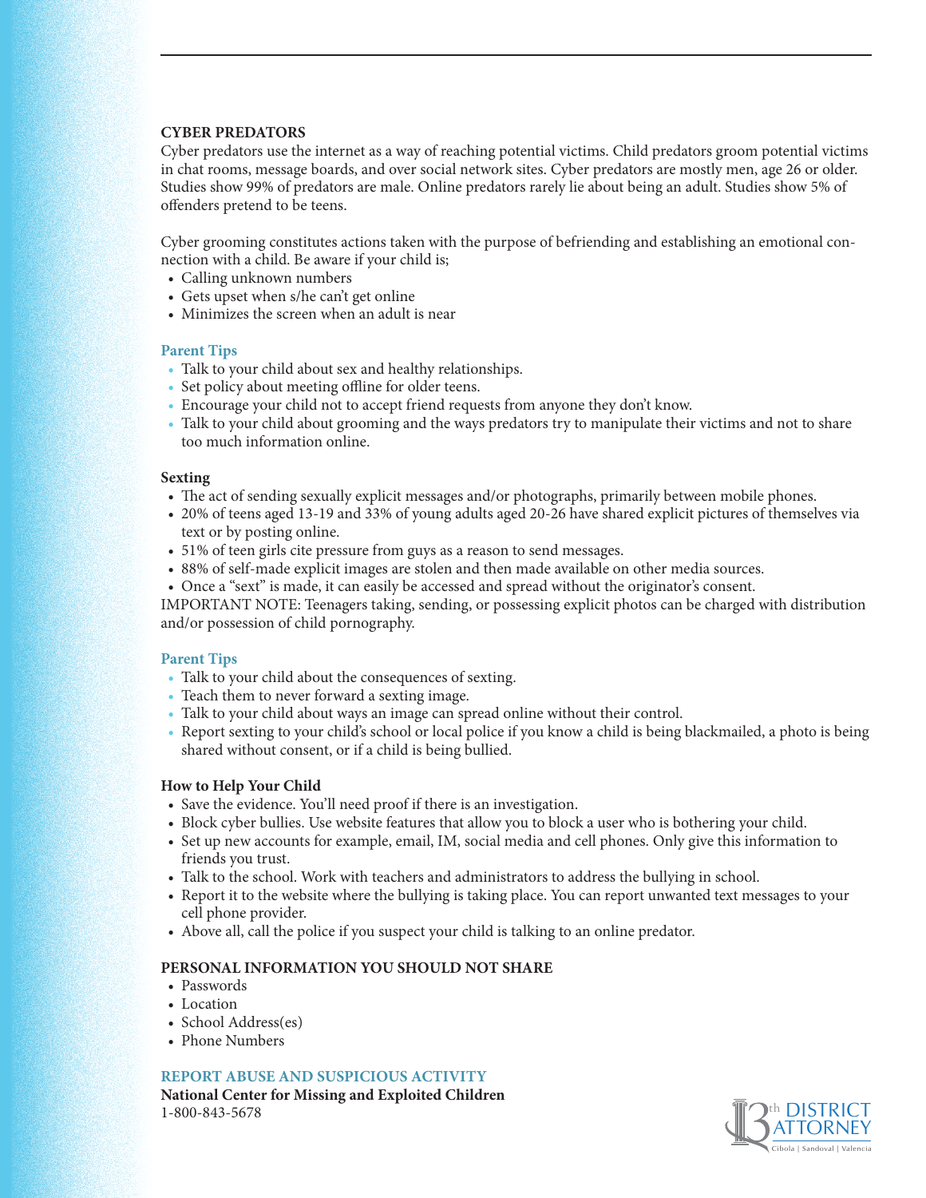**CYBER PREDATORS**

Cyber predators use the internet as a way of reaching potential victims. Child predators groom potential victims in chat rooms, message boards, and over social network sites. Cyber predators are mostly men, age 26 or older. Studies show 99% of predators are male. Online predators rarely lie about being an adult. Studies show 5% of offenders pretend to be teens.

Cyber grooming constitutes actions taken with the purpose of befriending and establishing an emotional connection with a child. Be aware if your child is;

- Calling unknown numbers
- Gets upset when s/he can't get online
- Minimizes the screen when an adult is near

**Parent Tips**

- Talk to your child about sex and healthy relationships.
- Set policy about meeting offline for older teens.
- Encourage your child not to accept friend requests from anyone they don't know.
- Talk to your child about grooming and the ways predators try to manipulate their victims and not to share too much information online.

**Sexting**

- The act of sending sexually explicit messages and/or photographs, primarily between mobile phones.
- 20% of teens aged 13-19 and 33% of young adults aged 20-26 have shared explicit pictures of themselves via text or by posting online.
- 51% of teen girls cite pressure from guys as a reason to send messages.
- 88% of self-made explicit images are stolen and then made available on other media sources.
- Once a "sext" is made, it can easily be accessed and spread without the originator's consent.

IMPORTANT NOTE: Teenagers taking, sending, or possessing explicit photos can be charged with distribution and/or possession of child pornography.

**Parent Tips**

- Talk to your child about the consequences of sexting.
- Teach them to never forward a sexting image.
- Talk to your child about ways an image can spread online without their control.
- Report sexting to your child's school or local police if you know a child is being blackmailed, a photo is being shared without consent, or if a child is being bullied.

**How to Help Your Child**

- Save the evidence. You'll need proof if there is an investigation.
- Block cyber bullies. Use website features that allow you to block a user who is bothering your child.
- Set up new accounts for example, email, IM, social media and cell phones. Only give this information to friends you trust.
- Talk to the school. Work with teachers and administrators to address the bullying in school.
- Report it to the website where the bullying is taking place. You can report unwanted text messages to your cell phone provider.
- Above all, call the police if you suspect your child is talking to an online predator.

**PERSONAL INFORMATION YOU SHOULD NOT SHARE**

- Passwords
- Location
- School Address(es)
- Phone Numbers

**REPORT ABUSE AND SUSPICIOUS ACTIVITY**

**National Center for Missing and Exploited Children**
1-800-843-5678

13th DISTRICT ATTORNEY
Cibola | Sandoval | Valencia